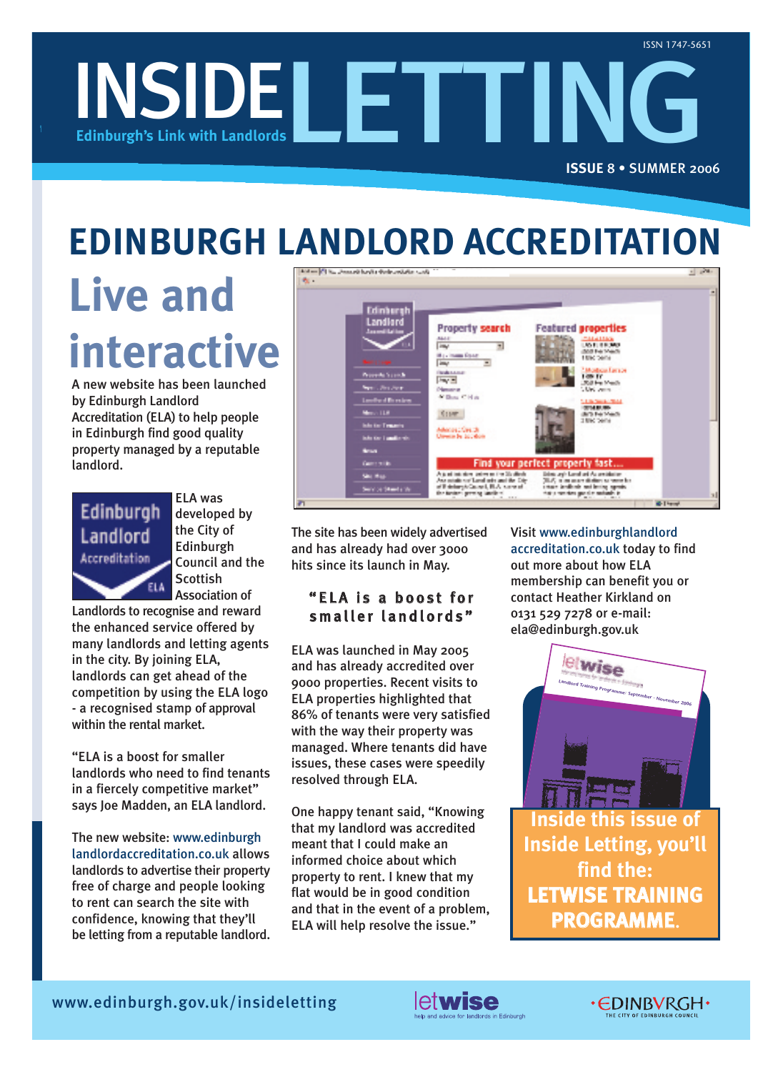ISSN 1747-5651

# INSIDE LETTING

**Edinburgh's Link with Landlords**

**ISSUE 8 • SUMMER 2006**

# EDINBURGH LANDLORD ACCREDITATION

## Live and interactive

A new website has been launched by Edinburgh Landlord Accreditation (ELA) to help people in Edinburgh find good quality property managed by a reputable landlord.

ELA was developed by the City of Edinburgh Council and the Scottish Association of Landlords to recognise and reward the enhanced service offered by many landlords and letting agents in the city. By joining ELA, landlords can get ahead of the competition by using the ELA logo - a recognised stamp of approval within the rental market.

"ELA is a boost for smaller landlords who need to find tenants in a fiercely competitive market" says Joe Madden, an ELA landlord.

The new website: www.edinburghlandlordaccreditation.co.uk allows landlords to advertise their property free of charge and people looking to rent can search the site with confidence, knowing that they'll be letting from a reputable landlord.

The site has been widely advertised and has already had over 3000 hits since its launch in May.

> **"ELA is a boost for smaller landlords"**

ELA was launched in May 2005 and has already accredited over 9000 properties. Recent visits to ELA properties highlighted that 86% of tenants were very satisfied with the way their property was managed. Where tenants did have issues, these cases were speedily resolved through ELA.

One happy tenant said, "Knowing that my landlord was accredited meant that I could make an informed choice about which property to rent. I knew that my flat would be in good condition and that in the event of a problem, ELA will help resolve the issue."

Visit www.edinburghlandlordaccreditation.co.uk today to find out more about how ELA membership can benefit you or contact Heather Kirkland on 0131 529 7278 or e-mail: ela@edinburgh.gov.uk

**Inside this issue of Inside Letting, you'll find the: LETWISE TRAINING PROGRAMME.**

www.edinburgh.gov.uk/insideletting

letwise – help and advice for landlords in Edinburgh

EDINBVRGH – THE CITY OF EDINBURGH COUNCIL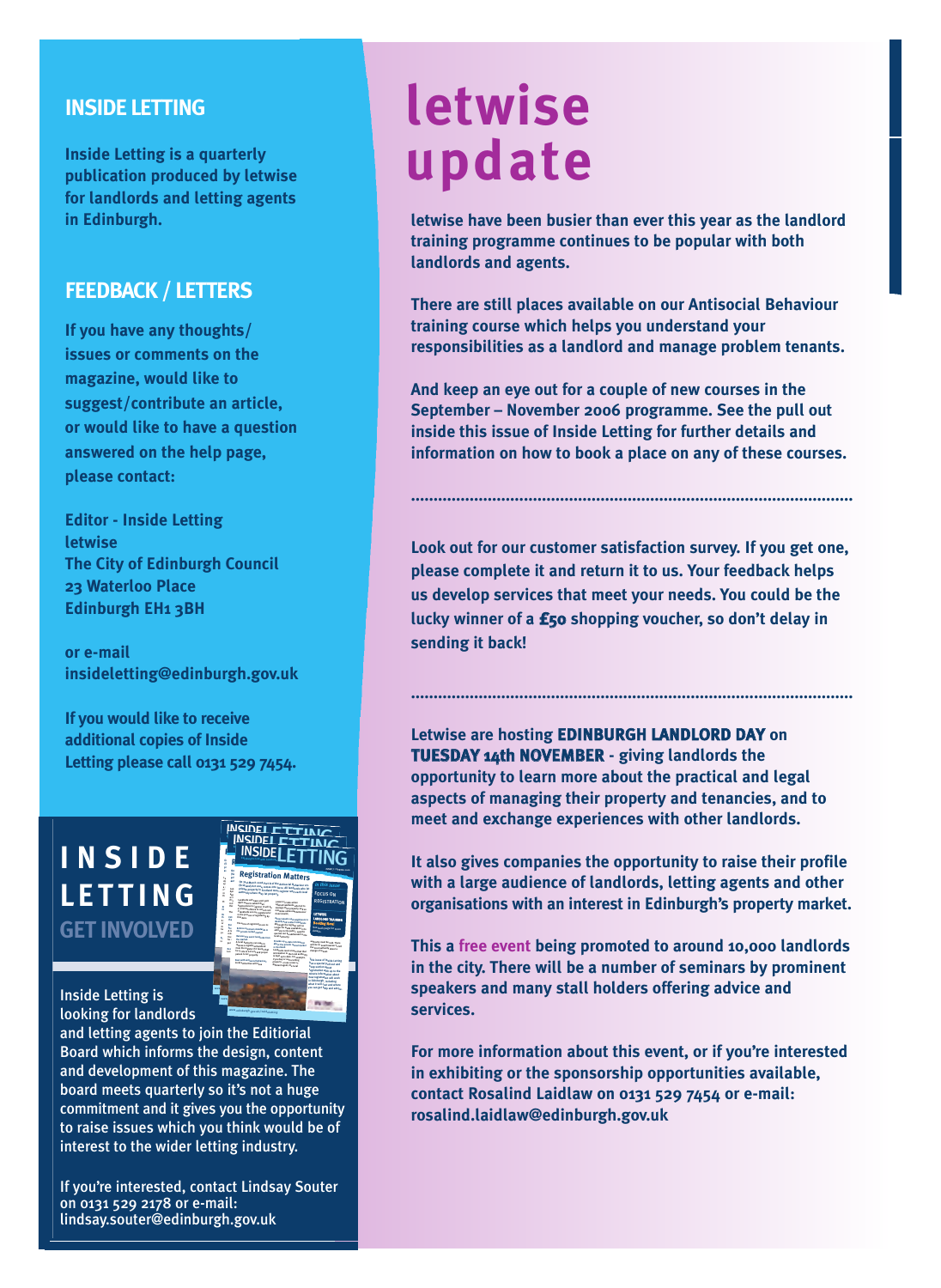## INSIDE LETTING

**Inside Letting is a quarterly publication produced by letwise for landlords and letting agents in Edinburgh.**

## FEEDBACK / LETTERS

**If you have any thoughts/ issues or comments on the magazine, would like to suggest/contribute an article, or would like to have a question answered on the help page, please contact:**

**Editor - Inside Letting**
**letwise**
**The City of Edinburgh Council**
**23 Waterloo Place**
**Edinburgh EH1 3BH**

**or e-mail**
**insideletting@edinburgh.gov.uk**

**If you would like to receive additional copies of Inside Letting please call 0131 529 7454.**

## INSIDE LETTING GET INVOLVED

Inside Letting is looking for landlords and letting agents to join the Editiorial Board which informs the design, content and development of this magazine. The board meets quarterly so it's not a huge commitment and it gives you the opportunity to raise issues which you think would be of interest to the wider letting industry.

If you're interested, contact Lindsay Souter on 0131 529 2178 or e-mail: lindsay.souter@edinburgh.gov.uk

# letwise update

**letwise have been busier than ever this year as the landlord training programme continues to be popular with both landlords and agents.**

**There are still places available on our Antisocial Behaviour training course which helps you understand your responsibilities as a landlord and manage problem tenants.**

**And keep an eye out for a couple of new courses in the September – November 2006 programme. See the pull out inside this issue of Inside Letting for further details and information on how to book a place on any of these courses.**

---

**Look out for our customer satisfaction survey. If you get one, please complete it and return it to us. Your feedback helps us develop services that meet your needs. You could be the lucky winner of a £50 shopping voucher, so don't delay in sending it back!**

---

**Letwise are hosting EDINBURGH LANDLORD DAY on TUESDAY 14th NOVEMBER - giving landlords the opportunity to learn more about the practical and legal aspects of managing their property and tenancies, and to meet and exchange experiences with other landlords.**

**It also gives companies the opportunity to raise their profile with a large audience of landlords, letting agents and other organisations with an interest in Edinburgh's property market.**

**This a free event being promoted to around 10,000 landlords in the city. There will be a number of seminars by prominent speakers and many stall holders offering advice and services.**

**For more information about this event, or if you're interested in exhibiting or the sponsorship opportunities available, contact Rosalind Laidlaw on 0131 529 7454 or e-mail: rosalind.laidlaw@edinburgh.gov.uk**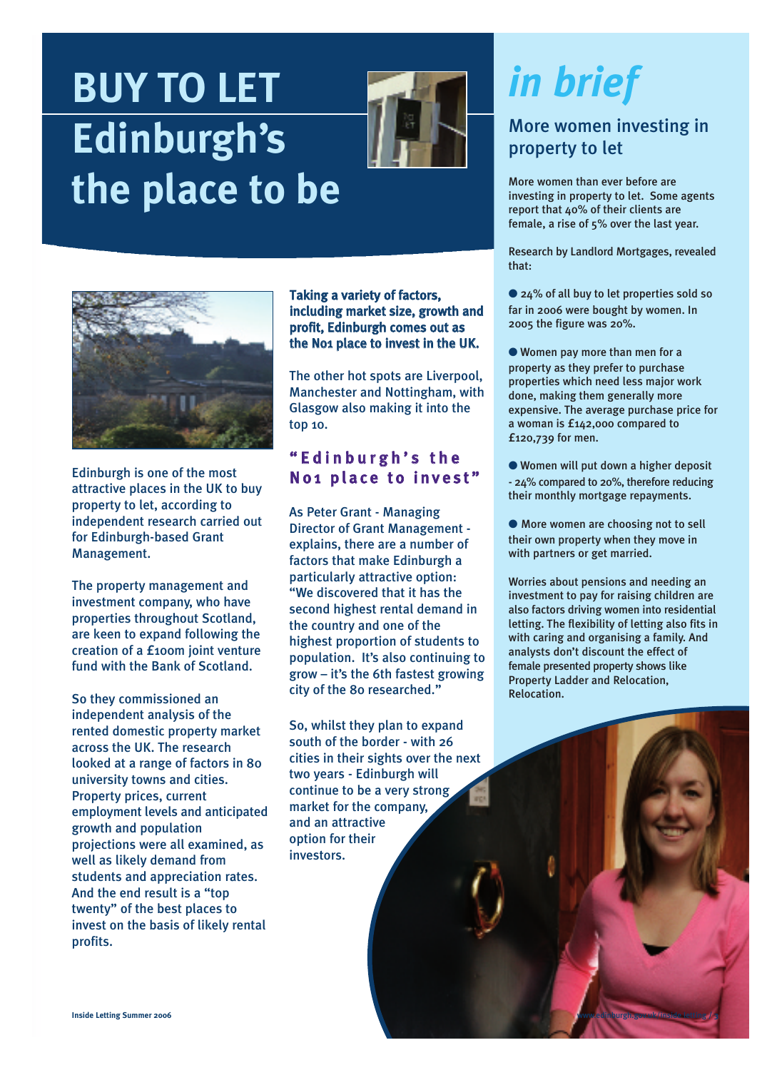# BUY TO LET Edinburgh's the place to be

Edinburgh is one of the most attractive places in the UK to buy property to let, according to independent research carried out for Edinburgh-based Grant Management.

The property management and investment company, who have properties throughout Scotland, are keen to expand following the creation of a £100m joint venture fund with the Bank of Scotland.

So they commissioned an independent analysis of the rented domestic property market across the UK. The research looked at a range of factors in 80 university towns and cities. Property prices, current employment levels and anticipated growth and population projections were all examined, as well as likely demand from students and appreciation rates. And the end result is a "top twenty" of the best places to invest on the basis of likely rental profits.

**Taking a variety of factors, including market size, growth and profit, Edinburgh comes out as the No1 place to invest in the UK.**

The other hot spots are Liverpool, Manchester and Nottingham, with Glasgow also making it into the top 10.

### "Edinburgh's the No1 place to invest"

As Peter Grant - Managing Director of Grant Management - explains, there are a number of factors that make Edinburgh a particularly attractive option: "We discovered that it has the second highest rental demand in the country and the highest proportion of students to population. It's also continuing to grow – it's the 6th fastest growing city of the 80 researched."

So, whilst they plan to expand south of the border - with 26 cities in their sights over the next two years - Edinburgh will continue to be a very strong market for the company, and an attractive option for their investors.

# *in brief*

## More women investing in property to let

More women than ever before are investing in property to let. Some agents report that 40% of their clients are female, a rise of 5% over the last year.

Research by Landlord Mortgages, revealed that:

- 24% of all buy to let properties sold so far in 2006 were bought by women. In 2005 the figure was 20%.
- Women pay more than men for a property as they prefer to purchase properties which need less major work done, making them generally more expensive. The average purchase price for a woman is £142,000 compared to £120,739 for men.
- Women will put down a higher deposit - 24% compared to 20%, therefore reducing their monthly mortgage repayments.
- More women are choosing not to sell their own property when they move in with partners or get married.

Worries about pensions and needing an investment to pay for raising children are also factors driving women into residential letting. The flexibility of letting also fits in with caring and organising a family. And analysts don't discount the effect of female presented property shows like Property Ladder and Relocation, Relocation.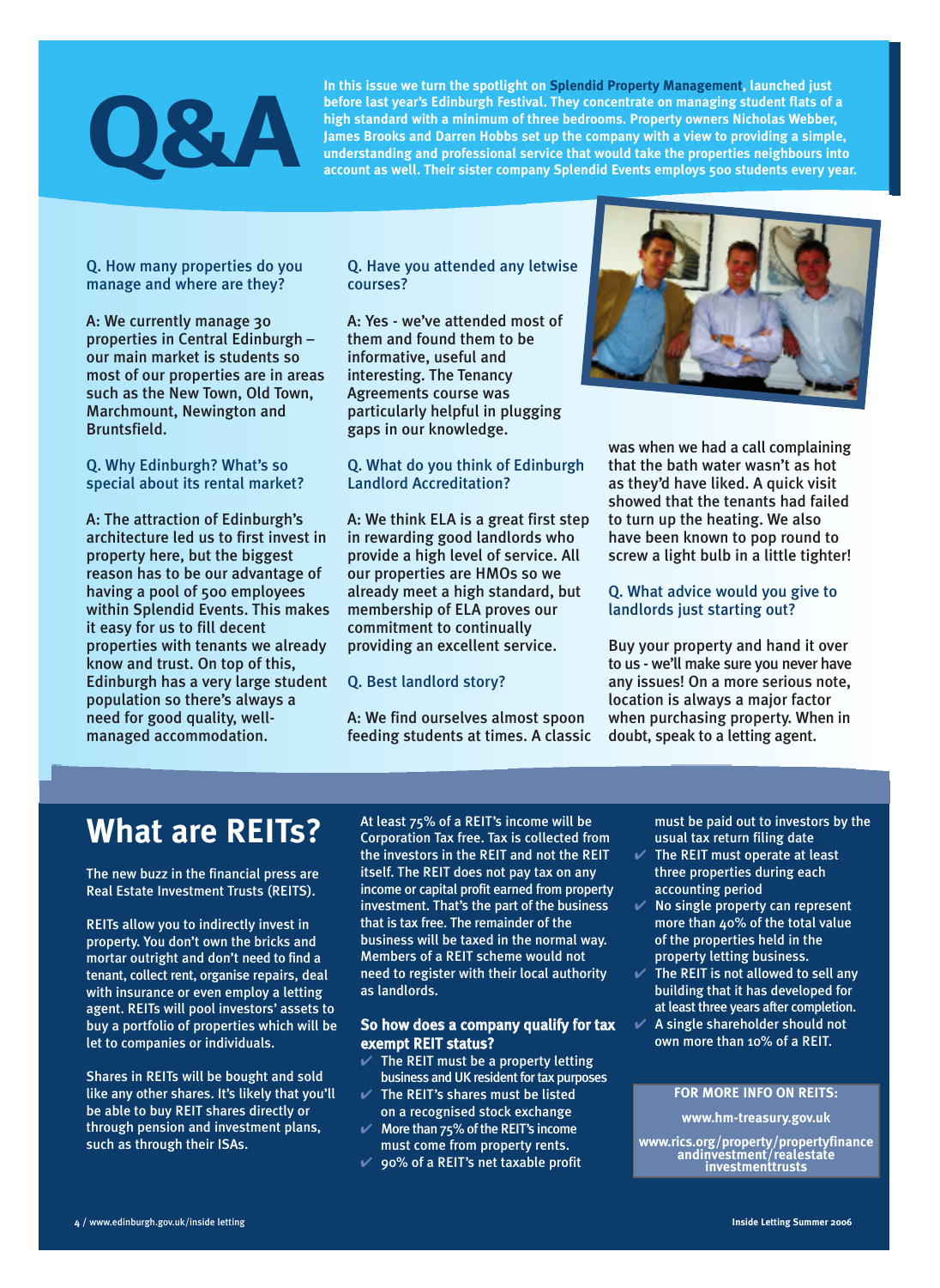# Q&A

**In this issue we turn the spotlight on Splendid Property Management, launched just before last year's Edinburgh Festival. They concentrate on managing student flats of a high standard with a minimum of three bedrooms. Property owners Nicholas Webber, James Brooks and Darren Hobbs set up the company with a view to providing a simple, understanding and professional service that would take the properties neighbours into account as well. Their sister company Splendid Events employs 500 students every year.**

**Q. How many properties do you manage and where are they?**

A: We currently manage 30 properties in Central Edinburgh – our main market is students so most of our properties are in areas such as the New Town, Old Town, Marchmount, Newington and Bruntsfield.

**Q. Why Edinburgh? What's so special about its rental market?**

A: The attraction of Edinburgh's architecture led us to first invest in property here, but the biggest reason has to be our advantage of having a pool of 500 employees within Splendid Events. This makes it easy for us to fill decent properties with tenants we already know and trust. On top of this, Edinburgh has a very large student population so there's always a need for good quality, well-managed accommodation.

**Q. Have you attended any letwise courses?**

A: Yes - we've attended most of them and found them to be informative, useful and interesting. The Tenancy Agreements course was particularly helpful in plugging gaps in our knowledge.

**Q. What do you think of Edinburgh Landlord Accreditation?**

A: We think ELA is a great first step in rewarding good landlords who provide a high level of service. All our properties are HMOs so we already meet a high standard, but membership of ELA proves our commitment to continually providing an excellent service.

**Q. Best landlord story?**

A: We find ourselves almost spoon feeding students at times. A classic was when we had a call complaining that the bath water wasn't as hot as they'd have liked. A quick visit showed that the tenants had failed to turn up the heating. We also have been known to pop round to screw a light bulb in a little tighter!

**Q. What advice would you give to landlords just starting out?**

Buy your property and hand it over to us - we'll make sure you never have any issues! On a more serious note, location is always a major factor when purchasing property. When in doubt, speak to a letting agent.

# What are REITs?

The new buzz in the financial press are Real Estate Investment Trusts (REITS).

REITs allow you to indirectly invest in property. You don't own the bricks and mortar outright and don't need to find a tenant, collect rent, organise repairs, deal with insurance or even employ a letting agent. REITs will pool investors' assets to buy a portfolio of properties which will be let to companies or individuals.

Shares in REITs will be bought and sold like any other shares. It's likely that you'll be able to buy REIT shares directly or through pension and investment plans, such as through their ISAs.

At least 75% of a REIT's income will be Corporation Tax free. Tax is collected from the investors in the REIT and not the REIT itself. The REIT does not pay tax on any income or capital profit earned from property investment. That's the part of the business that is tax free. The remainder of the business will be taxed in the normal way. Members of a REIT scheme would not need to register with their local authority as landlords.

### So how does a company qualify for tax exempt REIT status?

- ✓ The REIT must be a property letting business and UK resident for tax purposes
- ✓ The REIT's shares must be listed on a recognised stock exchange
- ✓ More than 75% of the REIT's income must come from property rents.
- ✓ 90% of a REIT's net taxable profit must be paid out to investors by the usual tax return filing date
- ✓ The REIT must operate at least three properties during each accounting period
- ✓ No single property can represent more than 40% of the total value of the properties held in the property letting business.
- ✓ The REIT is not allowed to sell any building that it has developed for at least three years after completion.
- ✓ A single shareholder should not own more than 10% of a REIT.

**FOR MORE INFO ON REITS:**

**www.hm-treasury.gov.uk**

**www.rics.org/property/propertyfinanceandinvestment/realestateinvestmenttrusts**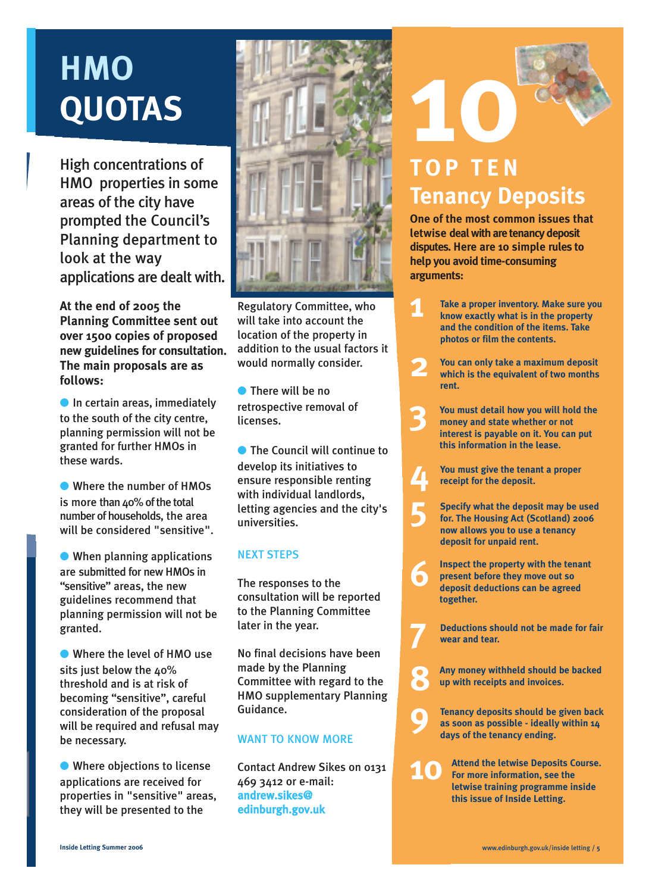# HMO QUOTAS

High concentrations of HMO properties in some areas of the city have prompted the Council's Planning department to look at the way applications are dealt with.

**At the end of 2005 the Planning Committee sent out over 1500 copies of proposed new guidelines for consultation. The main proposals are as follows:**

- In certain areas, immediately to the south of the city centre, planning permission will not be granted for further HMOs in these wards.
- Where the number of HMOs is more than 40% of the total number of households, the area will be considered "sensitive".
- When planning applications are submitted for new HMOs in "sensitive" areas, the new guidelines recommend that planning permission will not be granted.
- Where the level of HMO use sits just below the 40% threshold and is at risk of becoming "sensitive", careful consideration of the proposal will be required and refusal may be necessary.
- Where objections to license applications are received for properties in "sensitive" areas, they will be presented to the Regulatory Committee, who will take into account the location of the property in addition to the usual factors it would normally consider.
- There will be no retrospective removal of licenses.
- The Council will continue to develop its initiatives to ensure responsible renting with individual landlords, letting agencies and the city's universities.

## NEXT STEPS

The responses to the consultation will be reported to the Planning Committee later in the year.

No final decisions have been made by the Planning Committee with regard to the HMO supplementary Planning Guidance.

## WANT TO KNOW MORE

Contact Andrew Sikes on 0131 469 3412 or e-mail: **andrew.sikes@edinburgh.gov.uk**

# 10 TOP TEN Tenancy Deposits

**One of the most common issues that letwise deal with are tenancy deposit disputes. Here are 10 simple rules to help you avoid time-consuming arguments:**

1. **Take a proper inventory. Make sure you know exactly what is in the property and the condition of the items. Take photos or film the contents.**
2. **You can only take a maximum deposit which is the equivalent of two months rent.**
3. **You must detail how you will hold the money and state whether or not interest is payable on it. You can put this information in the lease.**
4. **You must give the tenant a proper receipt for the deposit.**
5. **Specify what the deposit may be used for. The Housing Act (Scotland) 2006 now allows you to use a tenancy deposit for unpaid rent.**
6. **Inspect the property with the tenant present before they move out so deposit deductions can be agreed together.**
7. **Deductions should not be made for fair wear and tear.**
8. **Any money withheld should be backed up with receipts and invoices.**
9. **Tenancy deposits should be given back as soon as possible - ideally within 14 days of the tenancy ending.**
10. **Attend the letwise Deposits Course. For more information, see the letwise training programme inside this issue of Inside Letting.**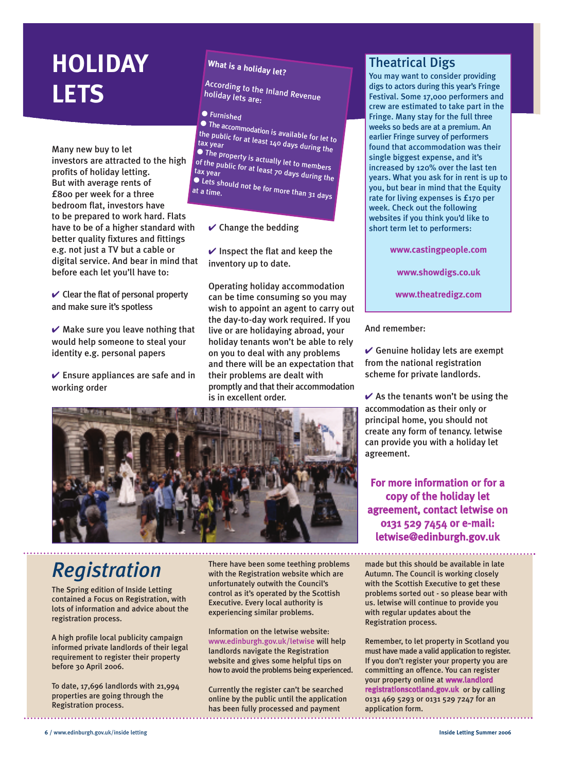# HOLIDAY LETS

Many new buy to let investors are attracted to the high profits of holiday letting. But with average rents of £800 per week for a three bedroom flat, investors have to be prepared to work hard. Flats have to be of a higher standard with better quality fixtures and fittings e.g. not just a TV but a cable or digital service. And bear in mind that before each let you'll have to:

✔ Clear the flat of personal property and make sure it's spotless

✔ Make sure you leave nothing that would help someone to steal your identity e.g. personal papers

✔ Ensure appliances are safe and in working order

**What is a holiday let?**

According to the Inland Revenue holiday lets are:

- Furnished
- The accommodation is available for let to the public for at least 140 days during the tax year
- The property is actually let to members of the public for at least 70 days during the tax year
- Lets should not be for more than 31 days at a time.

✔ Change the bedding

✔ Inspect the flat and keep the inventory up to date.

Operating holiday accommodation can be time consuming so you may wish to appoint an agent to carry out the day-to-day work required. If you live or are holidaying abroad, your holiday tenants won't be able to rely on you to deal with any problems and there will be an expectation that their problems are dealt with promptly and that their accommodation is in excellent order.

## Theatrical Digs

You may want to consider providing digs to actors during this year's Fringe Festival. Some 17,000 performers and crew are estimated to take part in the Fringe. Many stay for the full three weeks so beds are at a premium. An earlier Fringe survey of performers found that accommodation was their single biggest expense, and it's increased by 120% over the last ten years. What you ask for in rent is up to you, but bear in mind that the Equity rate for living expenses is £170 per week. Check out the following websites if you think you'd like to short term let to performers:

**www.castingpeople.com**

**www.showdigs.co.uk**

**www.theatredigz.com**

And remember:

✔ Genuine holiday lets are exempt from the national registration scheme for private landlords.

✔ As the tenants won't be using the accommodation as their only or principal home, you should not create any form of tenancy. letwise can provide you with a holiday let agreement.

**For more information or for a copy of the holiday let agreement, contact letwise on 0131 529 7454 or e-mail: letwise@edinburgh.gov.uk**

# *Registration*

The Spring edition of Inside Letting contained a Focus on Registration, with lots of information and advice about the registration process.

A high profile local publicity campaign informed private landlords of their legal requirement to register their property before 30 April 2006.

To date, 17,696 landlords with 21,994 properties are going through the Registration process.

There have been some teething problems with the Registration website which are unfortunately outwith the Council's control as it's operated by the Scottish Executive. Every local authority is experiencing similar problems.

Information on the letwise website: www.edinburgh.gov.uk/letwise will help landlords navigate the Registration website and gives some helpful tips on how to avoid the problems being experienced.

Currently the register can't be searched online by the public until the application has been fully processed and payment made but this should be available in late Autumn. The Council is working closely with the Scottish Executive to get these problems sorted out - so please bear with us. letwise will continue to provide you with regular updates about the Registration process.

Remember, to let property in Scotland you must have made a valid application to register. If you don't register your property you are committing an offence. You can register your property online at **www.landlordregistrationscotland.gov.uk** or by calling 0131 469 5293 or 0131 529 7247 for an application form.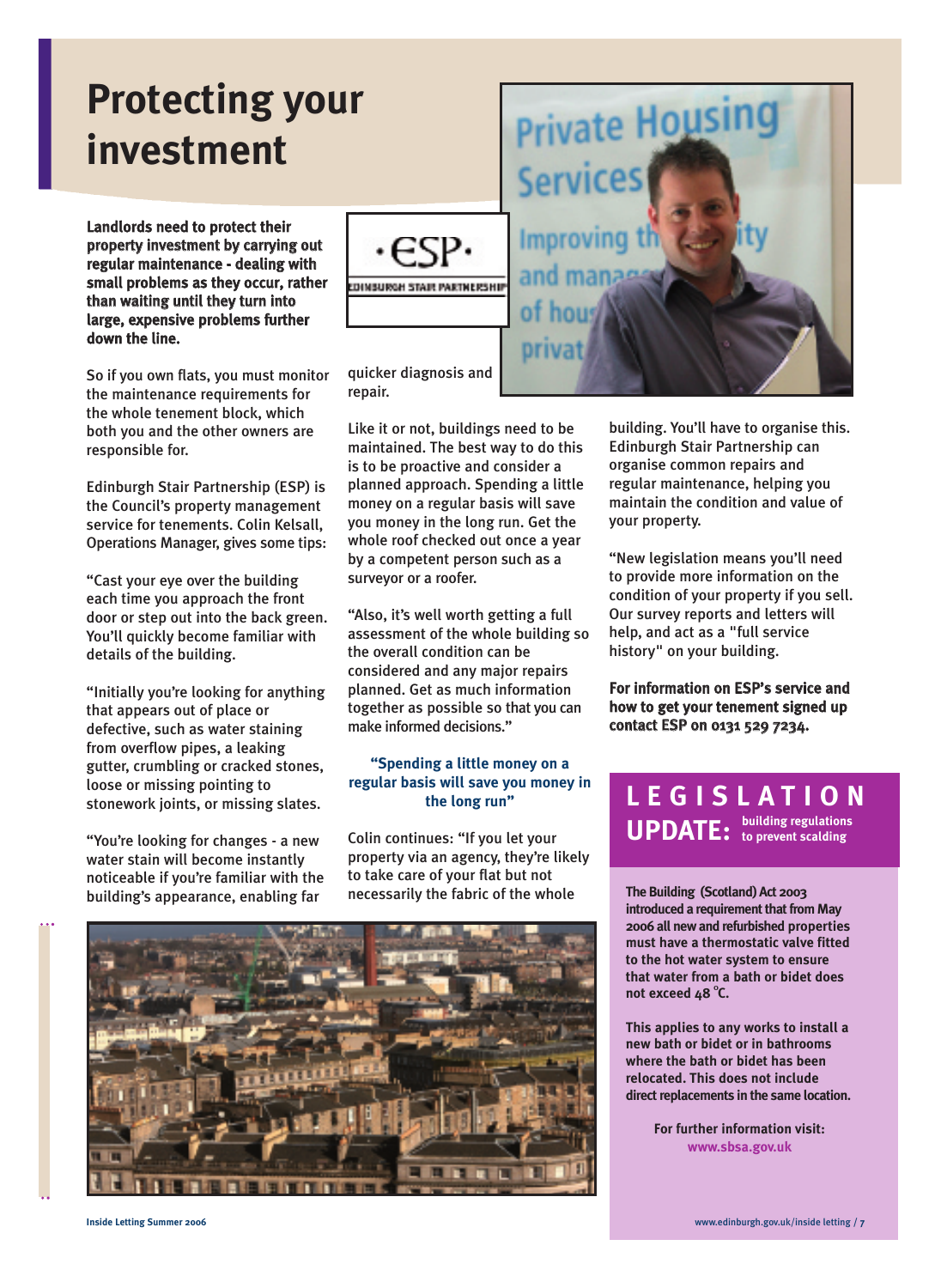# Protecting your investment

**Landlords need to protect their property investment by carrying out regular maintenance - dealing with small problems as they occur, rather than waiting until they turn into large, expensive problems further down the line.**

So if you own flats, you must monitor the maintenance requirements for the whole tenement block, which both you and the other owners are responsible for.

Edinburgh Stair Partnership (ESP) is the Council's property management service for tenements. Colin Kelsall, Operations Manager, gives some tips:

"Cast your eye over the building each time you approach the front door or step out into the back green. You'll quickly become familiar with details of the building.

"Initially you're looking for anything that appears out of place or defective, such as water staining from overflow pipes, a leaking gutter, crumbling or cracked stones, loose or missing pointing to stonework joints, or missing slates.

"You're looking for changes - a new water stain will become instantly noticeable if you're familiar with the building's appearance, enabling far quicker diagnosis and repair.

Like it or not, buildings need to be maintained. The best way to do this is to be proactive and consider a planned approach. Spending a little money on a regular basis will save you money in the long run. Get the whole roof checked out once a year by a competent person such as a surveyor or a roofer.

"Also, it's well worth getting a full assessment of the whole building so the overall condition can be considered and any major repairs planned. Get as much information together as possible so that you can make informed decisions."

**"Spending a little money on a regular basis will save you money in the long run"**

Colin continues: "If you let your property via an agency, they're likely to take care of your flat but not necessarily the fabric of the whole building. You'll have to organise this. Edinburgh Stair Partnership can organise common repairs and regular maintenance, helping you maintain the condition and value of your property.

"New legislation means you'll need to provide more information on the condition of your property if you sell. Our survey reports and letters will help, and act as a "full service history" on your building.

**For information on ESP's service and how to get your tenement signed up contact ESP on 0131 529 7234.**

## LEGISLATION UPDATE: building regulations to prevent scalding

**The Building (Scotland) Act 2003 introduced a requirement that from May 2006 all new and refurbished properties must have a thermostatic valve fitted to the hot water system to ensure that water from a bath or bidet does not exceed 48 °C.**

**This applies to any works to install a new bath or bidet or in bathrooms where the bath or bidet has been relocated. This does not include direct replacements in the same location.**

**For further information visit: www.sbsa.gov.uk**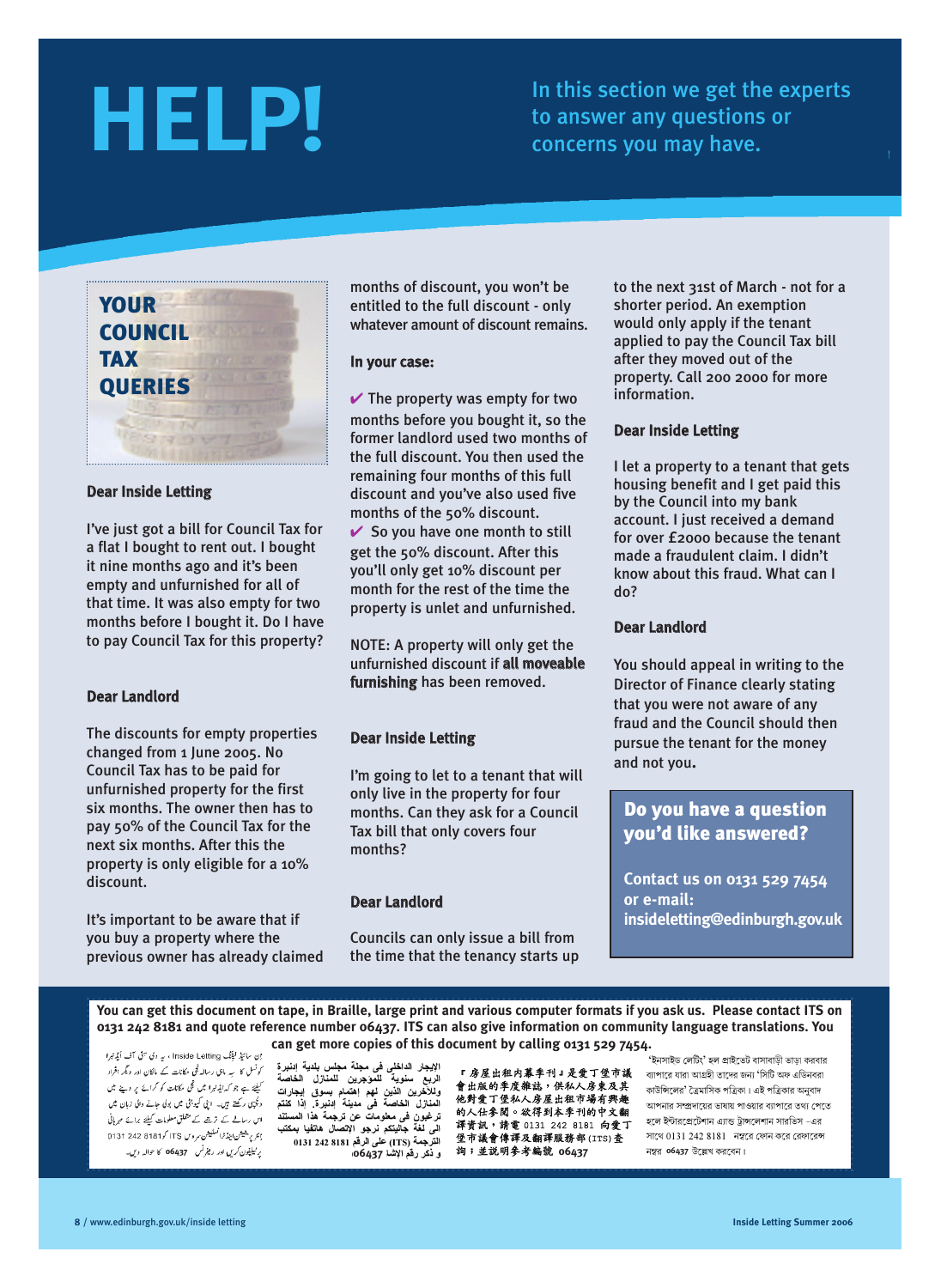# HELP!

In this section we get the experts to answer any questions or concerns you may have.

## YOUR COUNCIL TAX QUERIES

**Dear Inside Letting**

I've just got a bill for Council Tax for a flat I bought to rent out. I bought it nine months ago and it's been empty and unfurnished for all of that time. It was also empty for two months before I bought it. Do I have to pay Council Tax for this property?

**Dear Landlord**

The discounts for empty properties changed from 1 June 2005. No Council Tax has to be paid for unfurnished property for the first six months. The owner then has to pay 50% of the Council Tax for the next six months. After this the property is only eligible for a 10% discount.

It's important to be aware that if you buy a property where the previous owner has already claimed months of discount, you won't be entitled to the full discount - only whatever amount of discount remains.

**In your case:**

✔ The property was empty for two months before you bought it, so the former landlord used two months of the full discount. You then used the remaining four months of this full discount and you've also used five months of the 50% discount.

✔ So you have one month to still get the 50% discount. After this you'll only get 10% discount per month for the rest of the time the property is unlet and unfurnished.

NOTE: A property will only get the unfurnished discount if **all moveable furnishing** has been removed.

**Dear Inside Letting**

I'm going to let to a tenant that will only live in the property for four months. Can they ask for a Council Tax bill that only covers four months?

**Dear Landlord**

Councils can only issue a bill from the time that the tenancy starts up to the next 31st of March - not for a shorter period. An exemption would only apply if the tenant applied to pay the Council Tax bill after they moved out of the property. Call 200 2000 for more information.

**Dear Inside Letting**

I let a property to a tenant that gets housing benefit and I get paid this by the Council into my bank account. I just received a demand for over £2000 because the tenant made a fraudulent claim. I didn't know about this fraud. What can I do?

**Dear Landlord**

You should appeal in writing to the Director of Finance clearly stating that you were not aware of any fraud and the Council should then pursue the tenant for the money and not you.

**Do you have a question you'd like answered?**

**Contact us on 0131 529 7454 or e-mail: insideletting@edinburgh.gov.uk**

**You can get this document on tape, in Braille, large print and various computer formats if you ask us. Please contact ITS on 0131 242 8181 and quote reference number 06437. ITS can also give information on community language translations. You can get more copies of this document by calling 0131 529 7454.**

ان سائیڈ لیٹنگ Inside Letting ، یہ دی سٹی آف ایڈنبرا کونسل کا سہ ماہی رسالہ ہے جو نجی مکانات کے مالکان اور دیگر افراد کیلئے ہے جو کہ ایڈنبرا میں نجی مکانات کو کرائے پر دینے میں دلچسپی رکھتے ہیں۔ اپنی کمیونٹی میں بولی جانے والی زبان میں اس رسالے کے ترجمے کے متعلق معلومات کیلئے براہ مہربانی انٹرپریٹیشن اینڈ ٹرانسلیشن سروس ITS کو 8181 242 0131 پر ٹیلیفون کریں اور ریفرنس 06437 کا حوالہ دیں۔

الإيجار الداخلي هي مجلة مجلس بلدية إدنبرة الربع سنوية للموجرين للمنازل الخاصة وللآخرين الذين لهم إهتمام بسوق إيجارات المنازل الخاصة في مدينة إدنبرة. إذا كنتم ترغبون في معلومات عن ترجمة هذا المستند الى لغة جاليتكم نرجو الاتصال هاتفيا بمكتب الترجمة (ITS) على الرقم 8181 242 0131 و ذكر رقم الإشارة 06437.

「房屋出租內幕季刊」是愛丁堡市議會出版的季度雜誌，供私人房東及其他對愛丁堡私人房屋出租市場有興趣的人仕參閱。欲得到本季刊的中文翻譯資訊，請電 0131 242 8181 向愛丁堡市議會傳譯及翻譯服務部 (ITS) 查詢；並說明參考編號 06437

'ইনসাইড লেটিং' হল প্রাইভেট বাসাবাড়ী ভাড়া করবার ব্যাপারে যারা আগ্রহী তাদের জন্য 'সিটি অফ এডিনবরা কাউন্সিলের' ত্রৈমাসিক পত্রিকা। এই পত্রিকার অনুবাদ আপনার সম্প্রদায়ের ভাষায় পাওয়ার ব্যাপারে তথ্য পেতে হলে ইন্টারপ্রেটেশান এ্যান্ড ট্রান্সলেশান সারভিস -এর সাথে 0131 242 8181 নম্বরে ফোন করে রেফারেন্স নম্বর 06437 উল্লেখ করবেন।